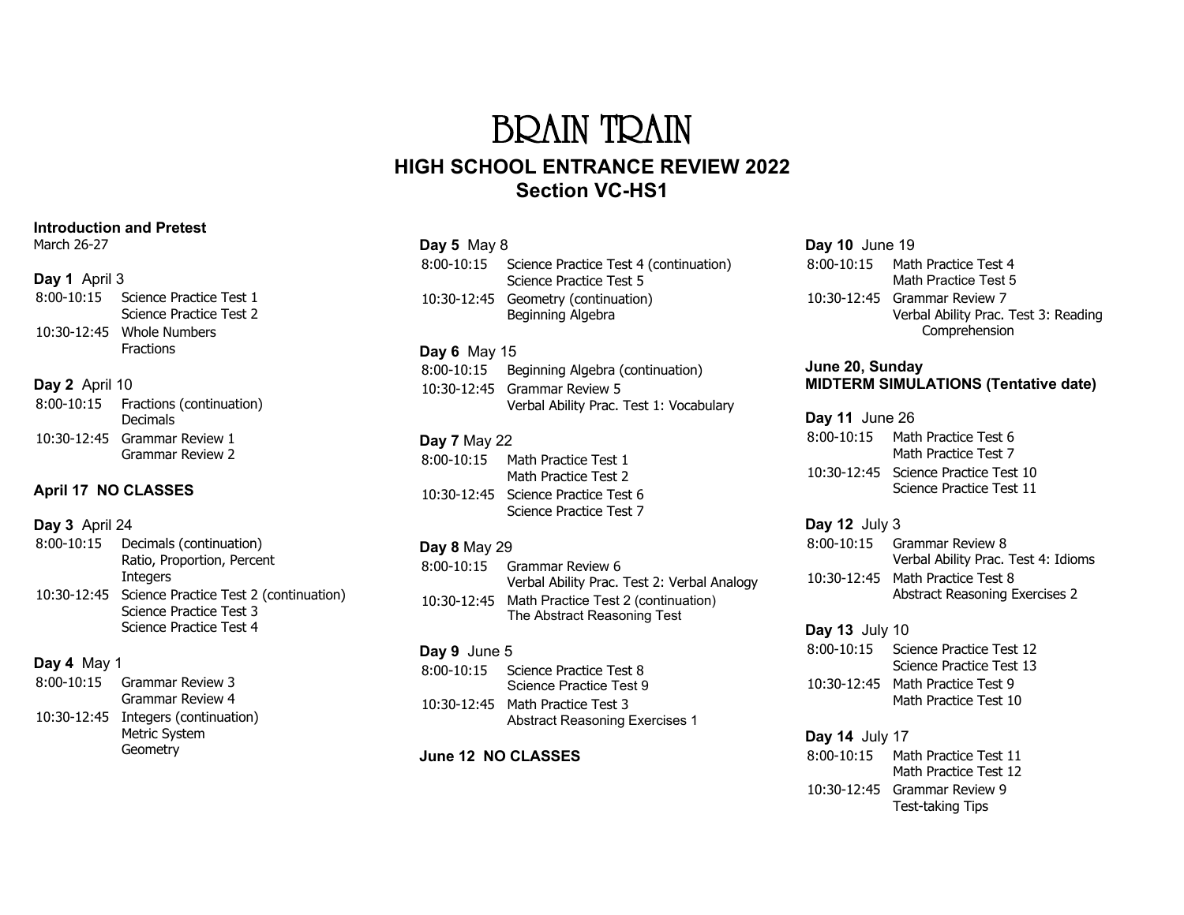# BRAIN TRAIN

## HIGH SCHOOL ENTRANCE REVIEW 2022
## Section VC-HS1

**Introduction and Pretest**
March 26-27

**Day 1** April 3

8:00-10:15 Science Practice Test 1
Science Practice Test 2

10:30-12:45 Whole Numbers
Fractions

**Day 2** April 10

8:00-10:15 Fractions (continuation)
Decimals

10:30-12:45 Grammar Review 1
Grammar Review 2

**April 17 NO CLASSES**

**Day 3** April 24

8:00-10:15 Decimals (continuation)
Ratio, Proportion, Percent
Integers

10:30-12:45 Science Practice Test 2 (continuation)
Science Practice Test 3
Science Practice Test 4

**Day 4** May 1

8:00-10:15 Grammar Review 3
Grammar Review 4

10:30-12:45 Integers (continuation)
Metric System
Geometry

**Day 5** May 8

8:00-10:15 Science Practice Test 4 (continuation)
Science Practice Test 5

10:30-12:45 Geometry (continuation)
Beginning Algebra

**Day 6** May 15

8:00-10:15 Beginning Algebra (continuation)

10:30-12:45 Grammar Review 5
Verbal Ability Prac. Test 1: Vocabulary

**Day 7** May 22

8:00-10:15 Math Practice Test 1
Math Practice Test 2

10:30-12:45 Science Practice Test 6
Science Practice Test 7

**Day 8** May 29

8:00-10:15 Grammar Review 6
Verbal Ability Prac. Test 2: Verbal Analogy

10:30-12:45 Math Practice Test 2 (continuation)
The Abstract Reasoning Test

**Day 9** June 5

8:00-10:15 Science Practice Test 8
Science Practice Test 9

10:30-12:45 Math Practice Test 3
Abstract Reasoning Exercises 1

**June 12 NO CLASSES**

**Day 10** June 19

8:00-10:15 Math Practice Test 4
Math Practice Test 5

10:30-12:45 Grammar Review 7
Verbal Ability Prac. Test 3: Reading Comprehension

**June 20, Sunday**
**MIDTERM SIMULATIONS (Tentative date)**

**Day 11** June 26

8:00-10:15 Math Practice Test 6
Math Practice Test 7

10:30-12:45 Science Practice Test 10
Science Practice Test 11

**Day 12** July 3

8:00-10:15 Grammar Review 8
Verbal Ability Prac. Test 4: Idioms

10:30-12:45 Math Practice Test 8
Abstract Reasoning Exercises 2

**Day 13** July 10

8:00-10:15 Science Practice Test 12
Science Practice Test 13

10:30-12:45 Math Practice Test 9
Math Practice Test 10

**Day 14** July 17

8:00-10:15 Math Practice Test 11
Math Practice Test 12

10:30-12:45 Grammar Review 9
Test-taking Tips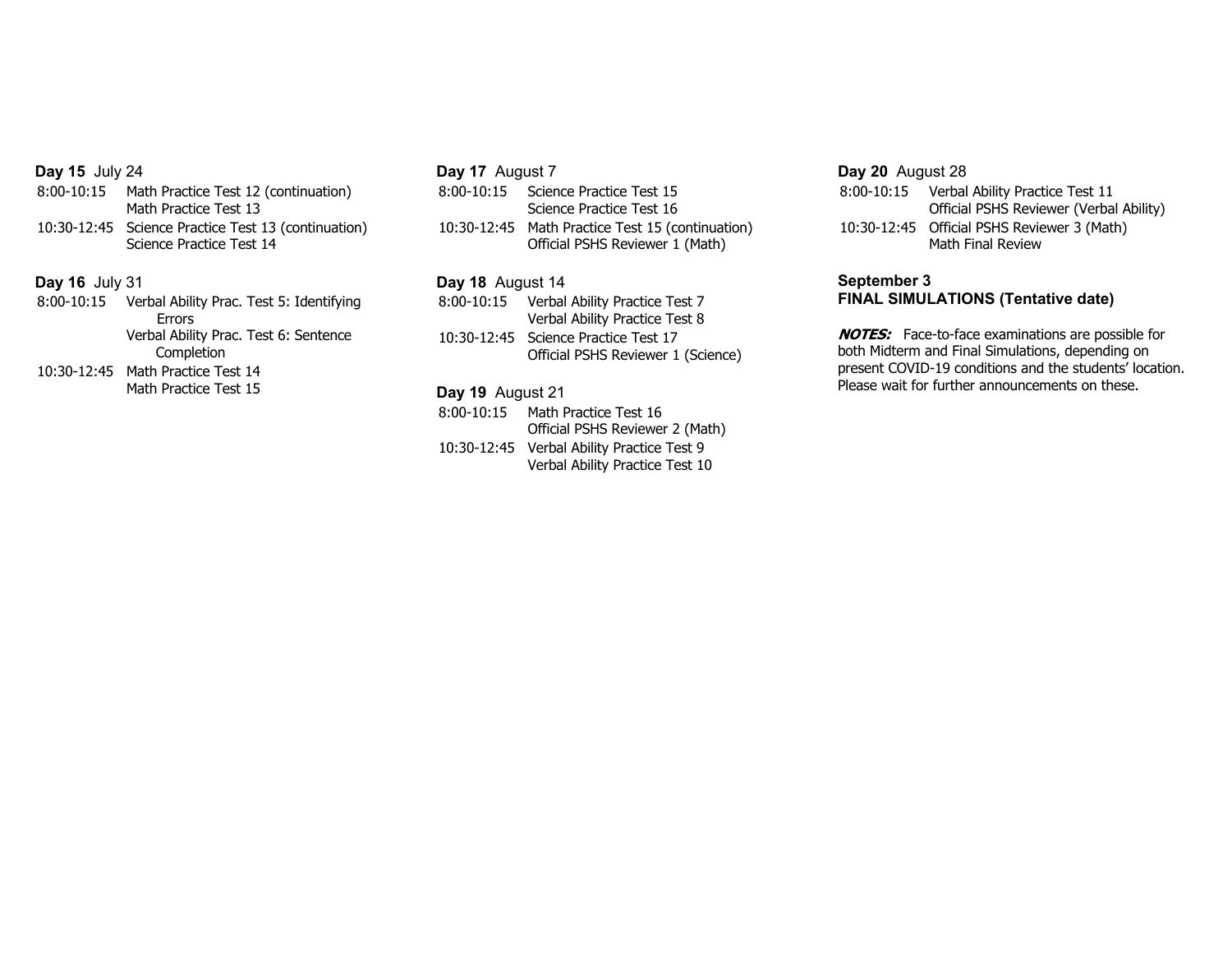**Day 15** July 24

| | |
|---|---|
| 8:00-10:15 | Math Practice Test 12 (continuation)<br>Math Practice Test 13 |
| 10:30-12:45 | Science Practice Test 13 (continuation)<br>Science Practice Test 14 |

**Day 16** July 31

| | |
|---|---|
| 8:00-10:15 | Verbal Ability Prac. Test 5: Identifying Errors<br>Verbal Ability Prac. Test 6: Sentence Completion |
| 10:30-12:45 | Math Practice Test 14<br>Math Practice Test 15 |

**Day 17** August 7

| | |
|---|---|
| 8:00-10:15 | Science Practice Test 15<br>Science Practice Test 16 |
| 10:30-12:45 | Math Practice Test 15 (continuation)<br>Official PSHS Reviewer 1 (Math) |

**Day 18** August 14

| | |
|---|---|
| 8:00-10:15 | Verbal Ability Practice Test 7<br>Verbal Ability Practice Test 8 |
| 10:30-12:45 | Science Practice Test 17<br>Official PSHS Reviewer 1 (Science) |

**Day 19** August 21

| | |
|---|---|
| 8:00-10:15 | Math Practice Test 16<br>Official PSHS Reviewer 2 (Math) |
| 10:30-12:45 | Verbal Ability Practice Test 9<br>Verbal Ability Practice Test 10 |

**Day 20** August 28

| | |
|---|---|
| 8:00-10:15 | Verbal Ability Practice Test 11<br>Official PSHS Reviewer (Verbal Ability) |
| 10:30-12:45 | Official PSHS Reviewer 3 (Math)<br>Math Final Review |

**September 3**
**FINAL SIMULATIONS (Tentative date)**

***NOTES:*** Face-to-face examinations are possible for both Midterm and Final Simulations, depending on present COVID-19 conditions and the students' location. Please wait for further announcements on these.